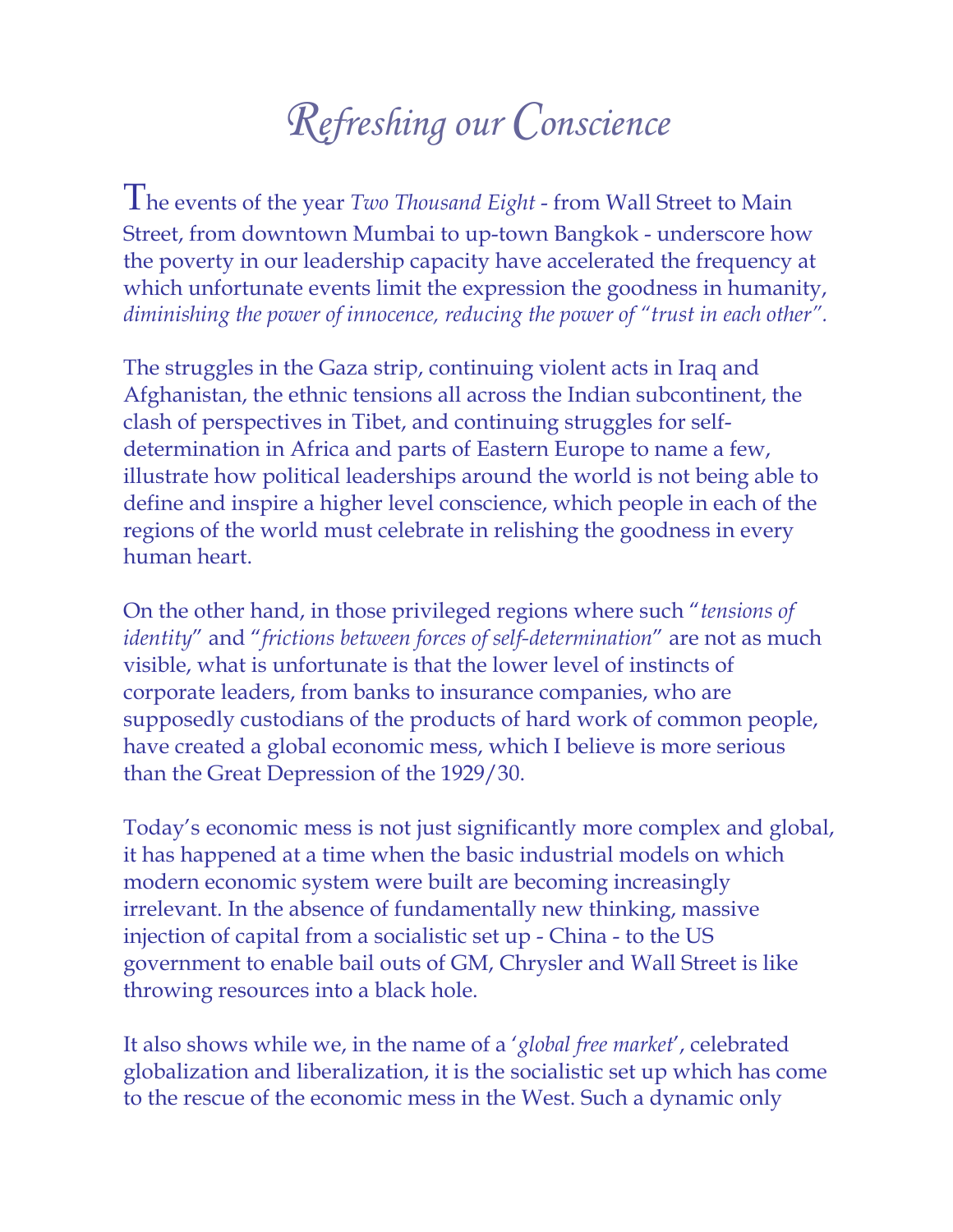# Refreshing our Conscience

The events of the year *Two Thousand Eight* - from Wall Street to Main Street, from downtown Mumbai to up-town Bangkok - underscore how the poverty in our leadership capacity have accelerated the frequency at which unfortunate events limit the expression the goodness in humanity, *diminishing the power of innocence, reducing the power of "trust in each other".*

The struggles in the Gaza strip, continuing violent acts in Iraq and Afghanistan, the ethnic tensions all across the Indian subcontinent, the clash of perspectives in Tibet, and continuing struggles for self-determination in Africa and parts of Eastern Europe to name a few, illustrate how political leaderships around the world is not being able to define and inspire a higher level conscience, which people in each of the regions of the world must celebrate in relishing the goodness in every human heart.

On the other hand, in those privileged regions where such "*tensions of identity*" and "*frictions between forces of self-determination*" are not as much visible, what is unfortunate is that the lower level of instincts of corporate leaders, from banks to insurance companies, who are supposedly custodians of the products of hard work of common people, have created a global economic mess, which I believe is more serious than the Great Depression of the 1929/30.

Today's economic mess is not just significantly more complex and global, it has happened at a time when the basic industrial models on which modern economic system were built are becoming increasingly irrelevant. In the absence of fundamentally new thinking, massive injection of capital from a socialistic set up - China - to the US government to enable bail outs of GM, Chrysler and Wall Street is like throwing resources into a black hole.

It also shows while we, in the name of a '*global free market*', celebrated globalization and liberalization, it is the socialistic set up which has come to the rescue of the economic mess in the West. Such a dynamic only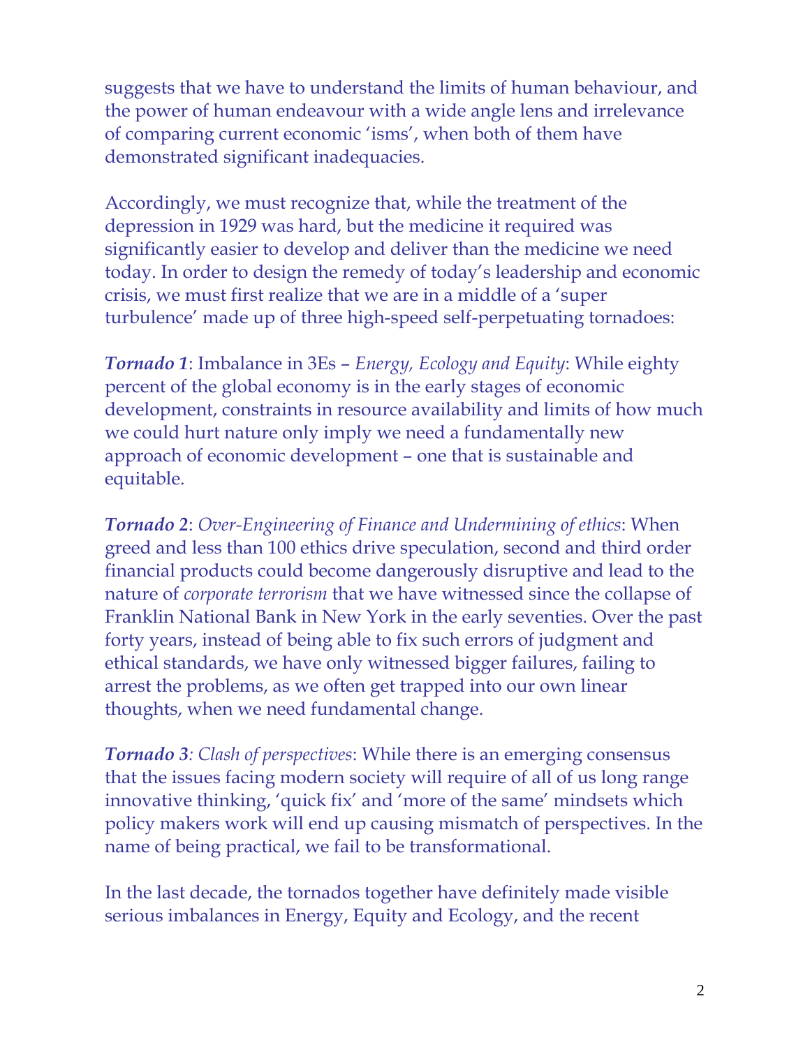suggests that we have to understand the limits of human behaviour, and the power of human endeavour with a wide angle lens and irrelevance of comparing current economic 'isms', when both of them have demonstrated significant inadequacies.

Accordingly, we must recognize that, while the treatment of the depression in 1929 was hard, but the medicine it required was significantly easier to develop and deliver than the medicine we need today. In order to design the remedy of today's leadership and economic crisis, we must first realize that we are in a middle of a 'super turbulence' made up of three high-speed self-perpetuating tornadoes:

***Tornado 1***: Imbalance in 3Es – *Energy, Ecology and Equity*: While eighty percent of the global economy is in the early stages of economic development, constraints in resource availability and limits of how much we could hurt nature only imply we need a fundamentally new approach of economic development – one that is sustainable and equitable.

***Tornado 2***: *Over-Engineering of Finance and Undermining of ethics*: When greed and less than 100 ethics drive speculation, second and third order financial products could become dangerously disruptive and lead to the nature of *corporate terrorism* that we have witnessed since the collapse of Franklin National Bank in New York in the early seventies. Over the past forty years, instead of being able to fix such errors of judgment and ethical standards, we have only witnessed bigger failures, failing to arrest the problems, as we often get trapped into our own linear thoughts, when we need fundamental change.

***Tornado 3****: Clash of perspectives*: While there is an emerging consensus that the issues facing modern society will require of all of us long range innovative thinking, 'quick fix' and 'more of the same' mindsets which policy makers work will end up causing mismatch of perspectives. In the name of being practical, we fail to be transformational.

In the last decade, the tornados together have definitely made visible serious imbalances in Energy, Equity and Ecology, and the recent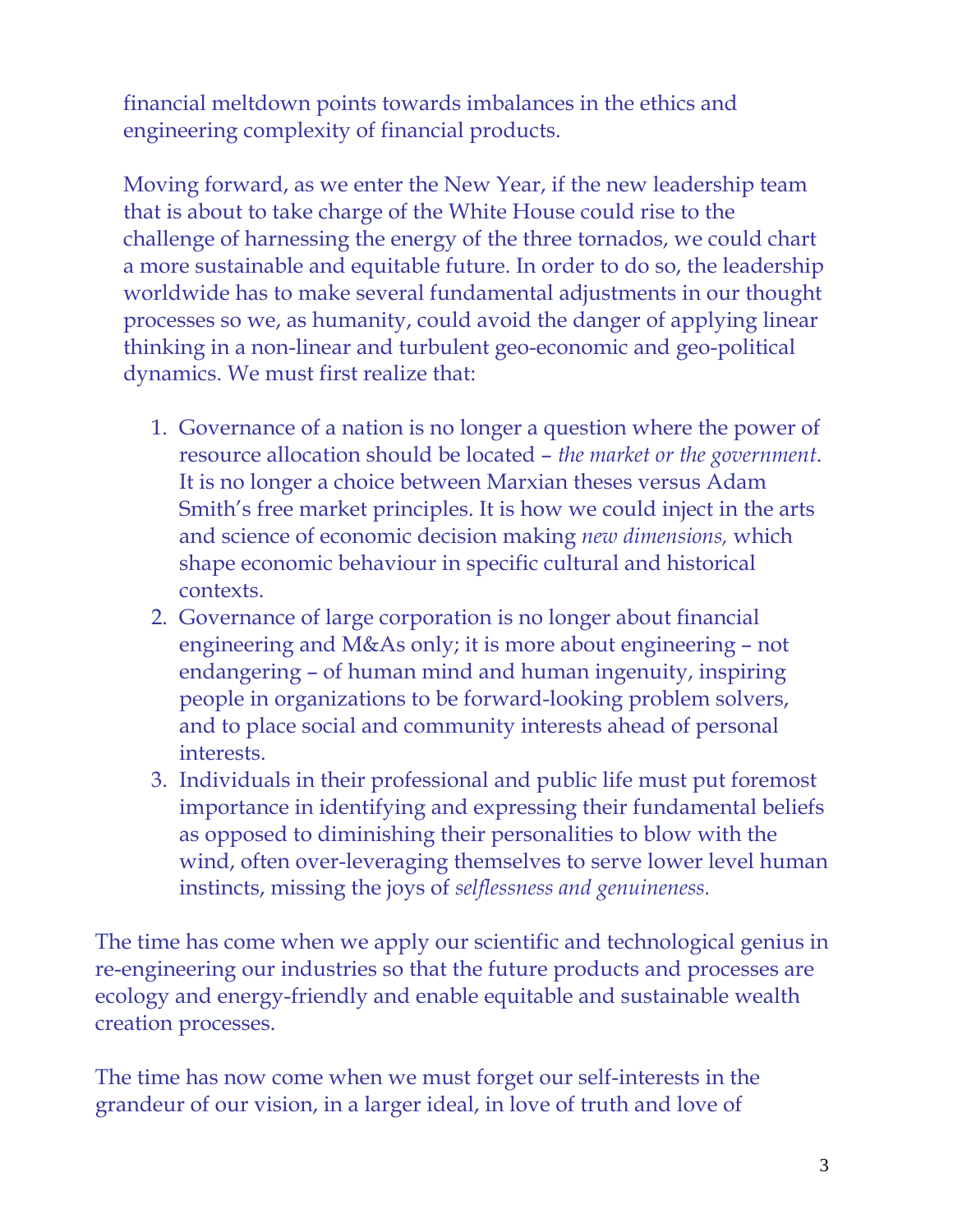financial meltdown points towards imbalances in the ethics and engineering complexity of financial products.

Moving forward, as we enter the New Year, if the new leadership team that is about to take charge of the White House could rise to the challenge of harnessing the energy of the three tornados, we could chart a more sustainable and equitable future. In order to do so, the leadership worldwide has to make several fundamental adjustments in our thought processes so we, as humanity, could avoid the danger of applying linear thinking in a non-linear and turbulent geo-economic and geo-political dynamics. We must first realize that:

1. Governance of a nation is no longer a question where the power of resource allocation should be located – *the market or the government*. It is no longer a choice between Marxian theses versus Adam Smith's free market principles. It is how we could inject in the arts and science of economic decision making *new dimensions,* which shape economic behaviour in specific cultural and historical contexts.
2. Governance of large corporation is no longer about financial engineering and M&As only; it is more about engineering – not endangering – of human mind and human ingenuity, inspiring people in organizations to be forward-looking problem solvers, and to place social and community interests ahead of personal interests.
3. Individuals in their professional and public life must put foremost importance in identifying and expressing their fundamental beliefs as opposed to diminishing their personalities to blow with the wind, often over-leveraging themselves to serve lower level human instincts, missing the joys of *selflessness and genuineness.*

The time has come when we apply our scientific and technological genius in re-engineering our industries so that the future products and processes are ecology and energy-friendly and enable equitable and sustainable wealth creation processes.

The time has now come when we must forget our self-interests in the grandeur of our vision, in a larger ideal, in love of truth and love of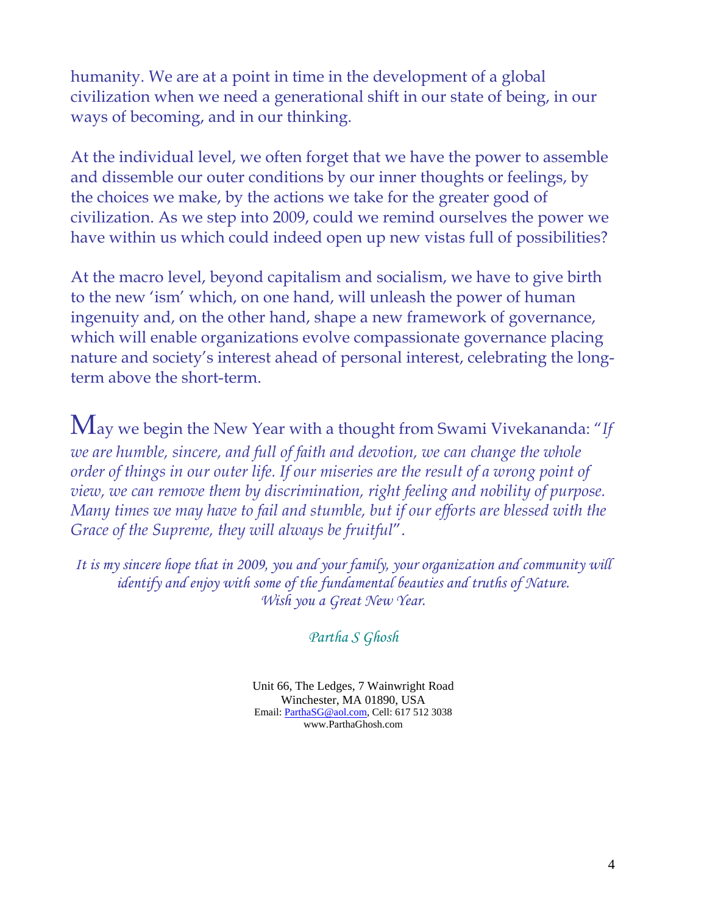humanity. We are at a point in time in the development of a global civilization when we need a generational shift in our state of being, in our ways of becoming, and in our thinking.

At the individual level, we often forget that we have the power to assemble and dissemble our outer conditions by our inner thoughts or feelings, by the choices we make, by the actions we take for the greater good of civilization. As we step into 2009, could we remind ourselves the power we have within us which could indeed open up new vistas full of possibilities?

At the macro level, beyond capitalism and socialism, we have to give birth to the new 'ism' which, on one hand, will unleash the power of human ingenuity and, on the other hand, shape a new framework of governance, which will enable organizations evolve compassionate governance placing nature and society's interest ahead of personal interest, celebrating the long-term above the short-term.

May we begin the New Year with a thought from Swami Vivekananda: "*If we are humble, sincere, and full of faith and devotion, we can change the whole order of things in our outer life. If our miseries are the result of a wrong point of view, we can remove them by discrimination, right feeling and nobility of purpose. Many times we may have to fail and stumble, but if our efforts are blessed with the Grace of the Supreme, they will always be fruitful*".

*It is my sincere hope that in 2009, you and your family, your organization and community will identify and enjoy with some of the fundamental beauties and truths of Nature.*
*Wish you a Great New Year.*

*Partha S Ghosh*

Unit 66, The Ledges, 7 Wainwright Road
Winchester, MA 01890, USA
Email: ParthaSG@aol.com, Cell: 617 512 3038
www.ParthaGhosh.com